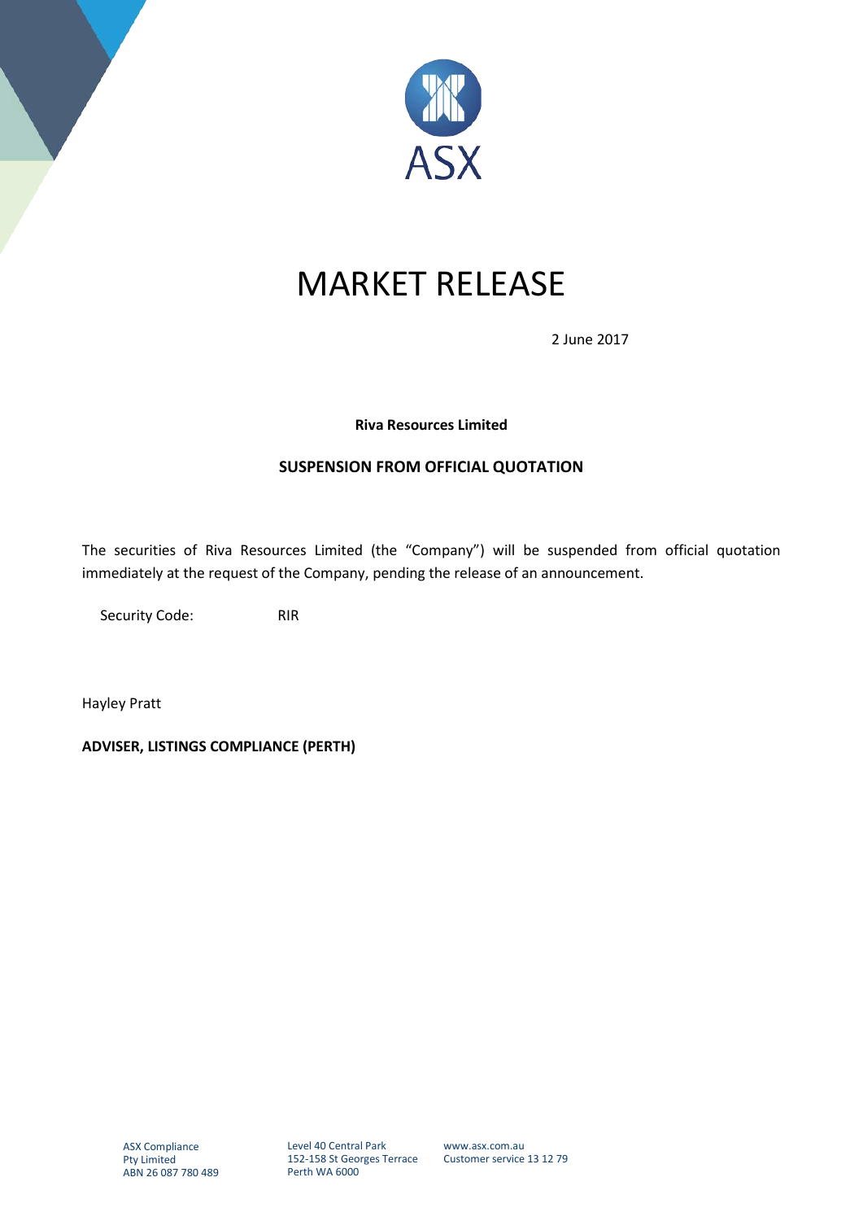ASX

# MARKET RELEASE

2 June 2017

**Riva Resources Limited**

**SUSPENSION FROM OFFICIAL QUOTATION**

The securities of Riva Resources Limited (the "Company") will be suspended from official quotation immediately at the request of the Company, pending the release of an announcement.

Security Code: RIR

Hayley Pratt

**ADVISER, LISTINGS COMPLIANCE (PERTH)**

ASX Compliance Pty Limited
ABN 26 087 780 489

Level 40 Central Park
152-158 St Georges Terrace
Perth WA 6000

www.asx.com.au
Customer service 13 12 79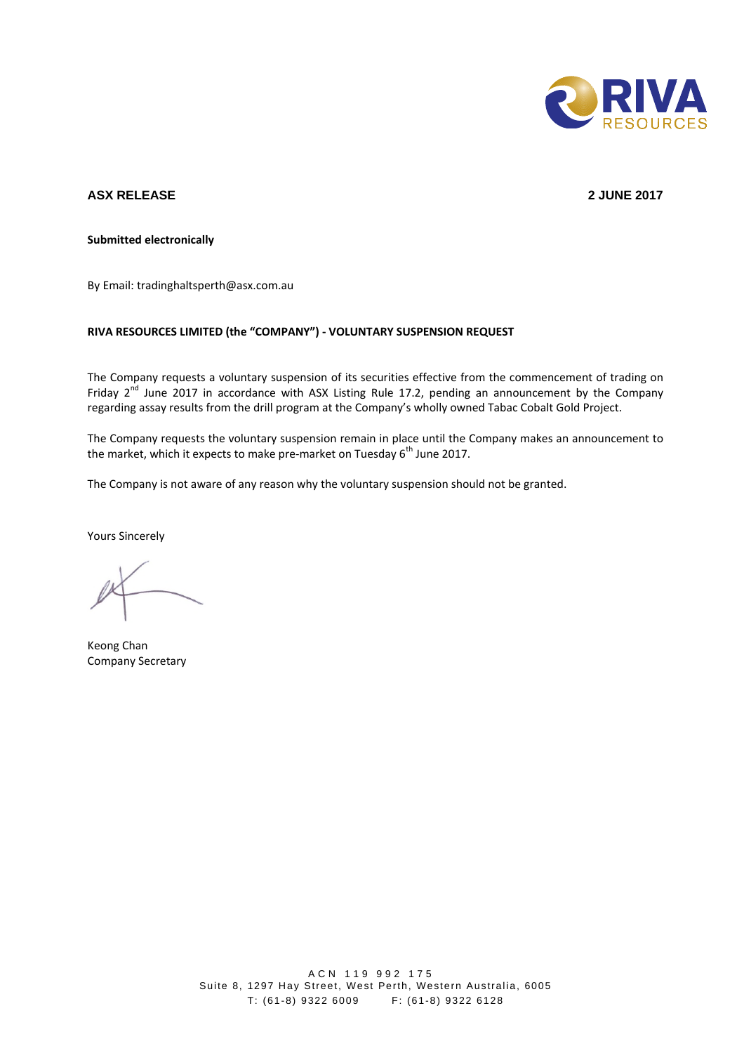**ASX RELEASE** **2 JUNE 2017**

**Submitted electronically**

By Email: tradinghaltsperth@asx.com.au

**RIVA RESOURCES LIMITED (the "COMPANY") - VOLUNTARY SUSPENSION REQUEST**

The Company requests a voluntary suspension of its securities effective from the commencement of trading on Friday 2nd June 2017 in accordance with ASX Listing Rule 17.2, pending an announcement by the Company regarding assay results from the drill program at the Company's wholly owned Tabac Cobalt Gold Project.

The Company requests the voluntary suspension remain in place until the Company makes an announcement to the market, which it expects to make pre-market on Tuesday 6th June 2017.

The Company is not aware of any reason why the voluntary suspension should not be granted.

Yours Sincerely

Keong Chan
Company Secretary

ACN 119 992 175
Suite 8, 1297 Hay Street, West Perth, Western Australia, 6005
T: (61-8) 9322 6009 F: (61-8) 9322 6128